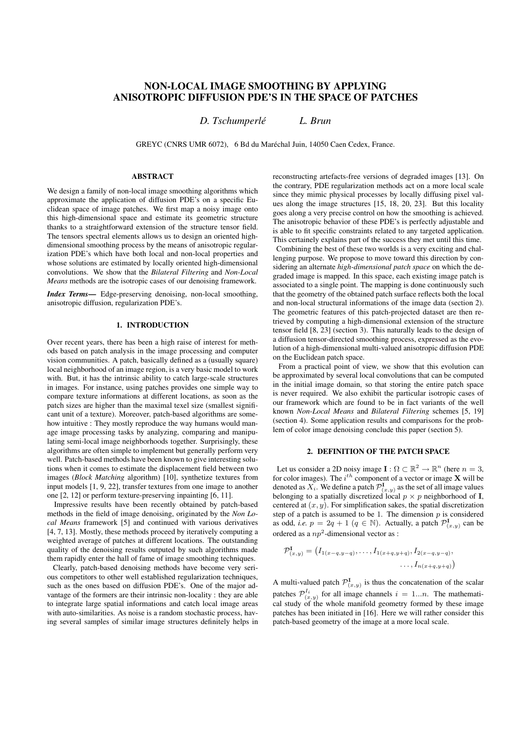# NON-LOCAL IMAGE SMOOTHING BY APPLYING ANISOTROPIC DIFFUSION PDE'S IN THE SPACE OF PATCHES

*D. Tschumperlé*  *L. Brun*

GREYC (CNRS UMR 6072), 6 Bd du Maréchal Juin, 14050 Caen Cedex, France.

## ABSTRACT

We design a family of non-local image smoothing algorithms which approximate the application of diffusion PDE's on a specific Euclidean space of image patches. We first map a noisy image onto this high-dimensional space and estimate its geometric structure thanks to a straightforward extension of the structure tensor field. The tensors spectral elements allows us to design an oriented high-dimensional smoothing process by the means of anisotropic regularization PDE's which have both local and non-local properties and whose solutions are estimated by locally oriented high-dimensional convolutions. We show that the *Bilateral Filtering* and *Non-Local Means* methods are the isotropic cases of our denoising framework.

***Index Terms*—** Edge-preserving denoising, non-local smoothing, anisotropic diffusion, regularization PDE's.

## 1. INTRODUCTION

Over recent years, there has been a high raise of interest for methods based on patch analysis in the image processing and computer vision communities. A patch, basically defined as a (usually square) local neighborhood of an image region, is a very basic model to work with. But, it has the intrinsic ability to catch large-scale structures in images. For instance, using patches provides one simple way to compare texture informations at different locations, as soon as the patch sizes are higher than the maximal texel size (smallest significant unit of a texture). Moreover, patch-based algorithms are somehow intuitive : They mostly reproduce the way humans would manage image processing tasks by analyzing, comparing and manipulating semi-local image neighborhoods together. Surprisingly, these algorithms are often simple to implement but generally perform very well. Patch-based methods have been known to give interesting solutions when it comes to estimate the displacement field between two images (*Block Matching* algorithm) [10], synthetize textures from input models [1, 9, 22], transfer textures from one image to another one [2, 12] or perform texture-preserving inpainting [6, 11].

Impressive results have been recently obtained by patch-based methods in the field of image denoising, originated by the *Non Local Means* framework [5] and continued with various derivatives [4, 7, 13]. Mostly, these methods proceed by iteratively computing a weighted average of patches at different locations. The outstanding quality of the denoising results outputed by such algorithms made them rapidly enter the hall of fame of image smoothing techniques.

Clearly, patch-based denoising methods have become very serious competitors to other well established regularization techniques, such as the ones based on diffusion PDE's. One of the major advantage of the formers are their intrinsic non-locality : they are able to integrate large spatial informations and catch local image areas with auto-similarities. As noise is a random stochastic process, having several samples of similar image structures definitely helps in reconstructing artefacts-free versions of degraded images [13]. On the contrary, PDE regularization methods act on a more local scale since they mimic physical processes by locally diffusing pixel values along the image structures [15, 18, 20, 23]. But this locality goes along a very precise control on how the smoothing is achieved. The anisotropic behavior of these PDE's is perfectly adjustable and is able to fit specific constraints related to any targeted application. This certainely explains part of the success they met until this time.

Combining the best of these two worlds is a very exciting and challenging purpose. We propose to move toward this direction by considering an alternate *high-dimensional patch space* on which the degraded image is mapped. In this space, each existing image patch is associated to a single point. The mapping is done continuously such that the geometry of the obtained patch surface reflects both the local and non-local structural informations of the image data (section 2). The geometric features of this patch-projected dataset are then retrieved by computing a high-dimensional extension of the structure tensor field [8, 23] (section 3). This naturally leads to the design of a diffusion tensor-directed smoothing process, expressed as the evolution of a high-dimensional multi-valued anisotropic diffusion PDE on the Euclidean patch space.

From a practical point of view, we show that this evolution can be approximated by several local convolutions that can be computed in the initial image domain, so that storing the entire patch space is never required. We also exhibit the particular isotropic cases of our framework which are found to be in fact variants of the well known *Non-Local Means* and *Bilateral Filtering* schemes [5, 19] (section 4). Some application results and comparisons for the problem of color image denoising conclude this paper (section 5).

## 2. DEFINITION OF THE PATCH SPACE

Let us consider a 2D noisy image $\mathbf{I} : \Omega \subset \mathbb{R}^2 \rightarrow \mathbb{R}^n$ (here $n = 3$, for color images). The $i^{th}$ component of a vector or image $\mathbf{X}$ will be denoted as $X_i$. We define a patch $\mathcal{P}^{\mathbf{I}}_{(x,y)}$ as the set of all image values belonging to a spatially discretized local $p \times p$ neighborhood of $\mathbf{I}$, centered at $(x, y)$. For simplification sakes, the spatial discretization step of a patch is assumed to be 1. The dimension $p$ is considered as odd, *i.e.* $p = 2q + 1$ ($q \in \mathbb{N}$). Actually, a patch $\mathcal{P}^{\mathbf{I}}_{(x,y)}$ can be ordered as a $np^2$-dimensional vector as :

$$\mathcal{P}^{\mathbf{I}}_{(x,y)} = \big(I_{1(x-q,y-q)}, \dots, I_{1(x+q,y+q)}, I_{2(x-q,y-q)}, \dots, I_{n(x+q,y+q)}\big)$$

A multi-valued patch $\mathcal{P}^{\mathbf{I}}_{(x,y)}$ is thus the concatenation of the scalar patches $\mathcal{P}^{I_i}_{(x,y)}$ for all image channels $i = 1...n$. The mathematical study of the whole manifold geometry formed by these image patches has been initiated in [16]. Here we will rather consider this patch-based geometry of the image at a more local scale.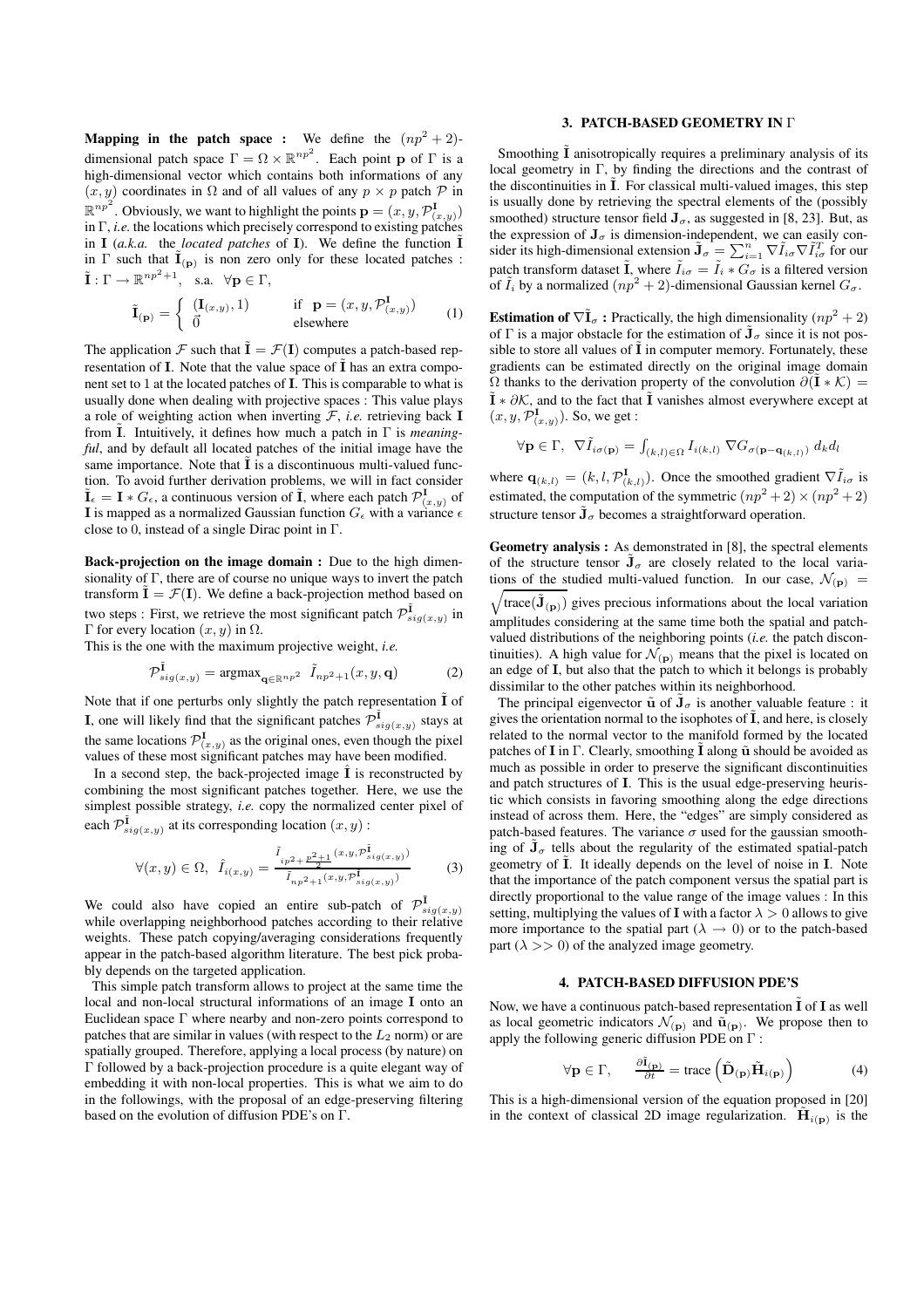**Mapping in the patch space :** We define the $(np^2+2)$-dimensional patch space $\Gamma = \Omega \times \mathbb{R}^{np^2}$. Each point $\mathbf{p}$ of $\Gamma$ is a high-dimensional vector which contains both informations of any $(x,y)$ coordinates in $\Omega$ and of all values of any $p \times p$ patch $\mathcal{P}$ in $\mathbb{R}^{np^2}$. Obviously, we want to highlight the points $\mathbf{p} = (x, y, \mathcal{P}^{\mathbf{I}}_{(x,y)})$ in $\Gamma$, *i.e.* the locations which precisely correspond to existing patches in $\mathbf{I}$ (*a.k.a.* the *located patches* of $\mathbf{I}$). We define the function $\tilde{\mathbf{I}}$ in $\Gamma$ such that $\tilde{\mathbf{I}}_{(\mathbf{p})}$ is non zero only for these located patches : $\tilde{\mathbf{I}} : \Gamma \rightarrow \mathbb{R}^{np^2+1}$, s.a. $\forall \mathbf{p} \in \Gamma$,

$$\tilde{\mathbf{I}}_{(\mathbf{p})} = \begin{cases} (\mathbf{I}_{(x,y)}, 1) & \text{if } \mathbf{p} = (x, y, \mathcal{P}^{\mathbf{I}}_{(x,y)}) \\ \vec{0} & \text{elsewhere} \end{cases} \tag{1}$$

The application $\mathcal{F}$ such that $\tilde{\mathbf{I}} = \mathcal{F}(\mathbf{I})$ computes a patch-based representation of $\mathbf{I}$. Note that the value space of $\tilde{\mathbf{I}}$ has an extra component set to 1 at the located patches of $\mathbf{I}$. This is comparable to what is usually done when dealing with projective spaces : This value plays a role of weighting action when inverting $\mathcal{F}$, *i.e.* retrieving back $\mathbf{I}$ from $\tilde{\mathbf{I}}$. Intuitively, it defines how much a patch in $\Gamma$ is *meaningful*, and by default all located patches of the initial image have the same importance. Note that $\tilde{\mathbf{I}}$ is a discontinuous multi-valued function. To avoid further derivation problems, we will in fact consider $\tilde{\mathbf{I}}_\epsilon = \mathbf{I} * G_\epsilon$, a continuous version of $\tilde{\mathbf{I}}$, where each patch $\mathcal{P}^{\mathbf{I}}_{(x,y)}$ of $\mathbf{I}$ is mapped as a normalized Gaussian function $G_\epsilon$ with a variance $\epsilon$ close to 0, instead of a single Dirac point in $\Gamma$.

**Back-projection on the image domain :** Due to the high dimensionality of $\Gamma$, there are of course no unique ways to invert the patch transform $\tilde{\mathbf{I}} = \mathcal{F}(\mathbf{I})$. We define a back-projection method based on two steps : First, we retrieve the most significant patch $\mathcal{P}^{\tilde{\mathbf{I}}}_{sig(x,y)}$ in $\Gamma$ for every location $(x,y)$ in $\Omega$.
This is the one with the maximum projective weight, *i.e.*

$$\mathcal{P}^{\tilde{\mathbf{I}}}_{sig(x,y)} = \operatorname{argmax}_{\mathbf{q} \in \mathbb{R}^{np^2}} \; \tilde{I}_{np^2+1}(x, y, \mathbf{q}) \tag{2}$$

Note that if one perturbs only slightly the patch representation $\tilde{\mathbf{I}}$ of $\mathbf{I}$, one will likely find that the significant patches $\mathcal{P}^{\tilde{\mathbf{I}}}_{sig(x,y)}$ stays at the same locations $\mathcal{P}^{\mathbf{I}}_{(x,y)}$ as the original ones, even though the pixel values of these most significant patches may have been modified.

In a second step, the back-projected image $\hat{\mathbf{I}}$ is reconstructed by combining the most significant patches together. Here, we use the simplest possible strategy, *i.e.* copy the normalized center pixel of each $\mathcal{P}^{\tilde{\mathbf{I}}}_{sig(x,y)}$ at its corresponding location $(x,y)$ :

$$\forall (x,y) \in \Omega, \;\; \hat{I}_{i(x,y)} = \frac{\tilde{I}_{ip^2 + \frac{p^2+1}{2}}(x, y, \mathcal{P}^{\tilde{\mathbf{I}}}_{sig(x,y)})}{\tilde{I}_{np^2+1}(x, y, \mathcal{P}^{\tilde{\mathbf{I}}}_{sig(x,y)})} \tag{3}$$

We could also have copied an entire sub-patch of $\mathcal{P}^{\tilde{\mathbf{I}}}_{sig(x,y)}$ while overlapping neighborhood patches according to their relative weights. These patch copying/averaging considerations frequently appear in the patch-based algorithm literature. The best pick probably depends on the targeted application.

This simple patch transform allows to project at the same time the local and non-local structural informations of an image $\mathbf{I}$ onto an Euclidean space $\Gamma$ where nearby and non-zero points correspond to patches that are similar in values (with respect to the $L_2$ norm) or are spatially grouped. Therefore, applying a local process (by nature) on $\Gamma$ followed by a back-projection procedure is a quite elegant way of embedding it with non-local properties. This is what we aim to do in the followings, with the proposal of an edge-preserving filtering based on the evolution of diffusion PDE's on $\Gamma$.

## 3. PATCH-BASED GEOMETRY IN $\Gamma$

Smoothing $\tilde{\mathbf{I}}$ anisotropically requires a preliminary analysis of its local geometry in $\Gamma$, by finding the directions and the contrast of the discontinuities in $\tilde{\mathbf{I}}$. For classical multi-valued images, this step is usually done by retrieving the spectral elements of the (possibly smoothed) structure tensor field $\mathbf{J}_\sigma$, as suggested in [8, 23]. But, as the expression of $\mathbf{J}_\sigma$ is dimension-independent, we can easily consider its high-dimensional extension $\tilde{\mathbf{J}}_\sigma = \sum_{i=1}^{n} \nabla \tilde{I}_{i\sigma} \nabla \tilde{I}_{i\sigma}^T$ for our patch transform dataset $\tilde{\mathbf{I}}$, where $\tilde{I}_{i\sigma} = \tilde{I}_i * G_\sigma$ is a filtered version of $\tilde{I}_i$ by a normalized $(np^2+2)$-dimensional Gaussian kernel $G_\sigma$.

**Estimation of $\nabla \tilde{\mathbf{I}}_\sigma$ :** Practically, the high dimensionality $(np^2+2)$ of $\Gamma$ is a major obstacle for the estimation of $\tilde{\mathbf{J}}_\sigma$ since it is not possible to store all values of $\tilde{\mathbf{I}}$ in computer memory. Fortunately, these gradients can be estimated directly on the original image domain $\Omega$ thanks to the derivation property of the convolution $\partial(\tilde{\mathbf{I}} * \mathcal{K}) = \tilde{\mathbf{I}} * \partial\mathcal{K}$, and to the fact that $\tilde{\mathbf{I}}$ vanishes almost everywhere except at $(x, y, \mathcal{P}^{\mathbf{I}}_{(x,y)})$. So, we get :

$$\forall \mathbf{p} \in \Gamma, \;\; \nabla \tilde{I}_{i\sigma(\mathbf{p})} = \int_{(k,l) \in \Omega} I_{i(k,l)} \, \nabla G_{\sigma(\mathbf{p} - \mathbf{q}_{(k,l)})} \; d_k d_l$$

where $\mathbf{q}_{(k,l)} = (k, l, \mathcal{P}^{\mathbf{I}}_{(k,l)})$. Once the smoothed gradient $\nabla \tilde{I}_{i\sigma}$ is estimated, the computation of the symmetric $(np^2+2) \times (np^2+2)$ structure tensor $\tilde{\mathbf{J}}_\sigma$ becomes a straightforward operation.

**Geometry analysis :** As demonstrated in [8], the spectral elements of the structure tensor $\tilde{\mathbf{J}}_\sigma$ are closely related to the local variations of the studied multi-valued function. In our case, $\mathcal{N}_{(\mathbf{p})} = \sqrt{\text{trace}(\tilde{\mathbf{J}}_{(\mathbf{p})})}$ gives precious informations about the local variation amplitudes considering at the same time both the spatial and patch-valued distributions of the neighboring points (*i.e.* the patch discontinuities). A high value for $\mathcal{N}_{(\mathbf{p})}$ means that the pixel is located on an edge of $\mathbf{I}$, but also that the patch to which it belongs is probably dissimilar to the other patches within its neighborhood.

The principal eigenvector $\tilde{\mathbf{u}}$ of $\tilde{\mathbf{J}}_\sigma$ is another valuable feature : it gives the orientation normal to the isophotes of $\tilde{\mathbf{I}}$, and here, is closely related to the normal vector to the manifold formed by the located patches of $\mathbf{I}$ in $\Gamma$. Clearly, smoothing $\tilde{\mathbf{I}}$ along $\tilde{\mathbf{u}}$ should be avoided as much as possible in order to preserve the significant discontinuities and patch structures of $\mathbf{I}$. This is the usual edge-preserving heuristic which consists in favoring smoothing along the edge directions instead of across them. Here, the "edges" are simply considered as patch-based features. The variance $\sigma$ used for the gaussian smoothing of $\tilde{\mathbf{J}}_\sigma$ tells about the regularity of the estimated spatial-patch geometry of $\tilde{\mathbf{I}}$. It ideally depends on the level of noise in $\mathbf{I}$. Note that the importance of the patch component versus the spatial part is directly proportional to the value range of the image values : In this setting, multiplying the values of $\mathbf{I}$ with a factor $\lambda > 0$ allows to give more importance to the spatial part ($\lambda \rightarrow 0$) or to the patch-based part ($\lambda >> 0$) of the analyzed image geometry.

## 4. PATCH-BASED DIFFUSION PDE'S

Now, we have a continuous patch-based representation $\tilde{\mathbf{I}}$ of $\mathbf{I}$ as well as local geometric indicators $\mathcal{N}_{(\mathbf{p})}$ and $\tilde{\mathbf{u}}_{(\mathbf{p})}$. We propose then to apply the following generic diffusion PDE on $\Gamma$ :

$$\forall \mathbf{p} \in \Gamma, \quad \frac{\partial \tilde{\mathbf{I}}_{(\mathbf{p})}}{\partial t} = \text{trace}\left(\tilde{\mathbf{D}}_{(\mathbf{p})} \tilde{\mathbf{H}}_{i(\mathbf{p})}\right) \tag{4}$$

This is a high-dimensional version of the equation proposed in [20] in the context of classical 2D image regularization. $\tilde{\mathbf{H}}_{i(\mathbf{p})}$ is the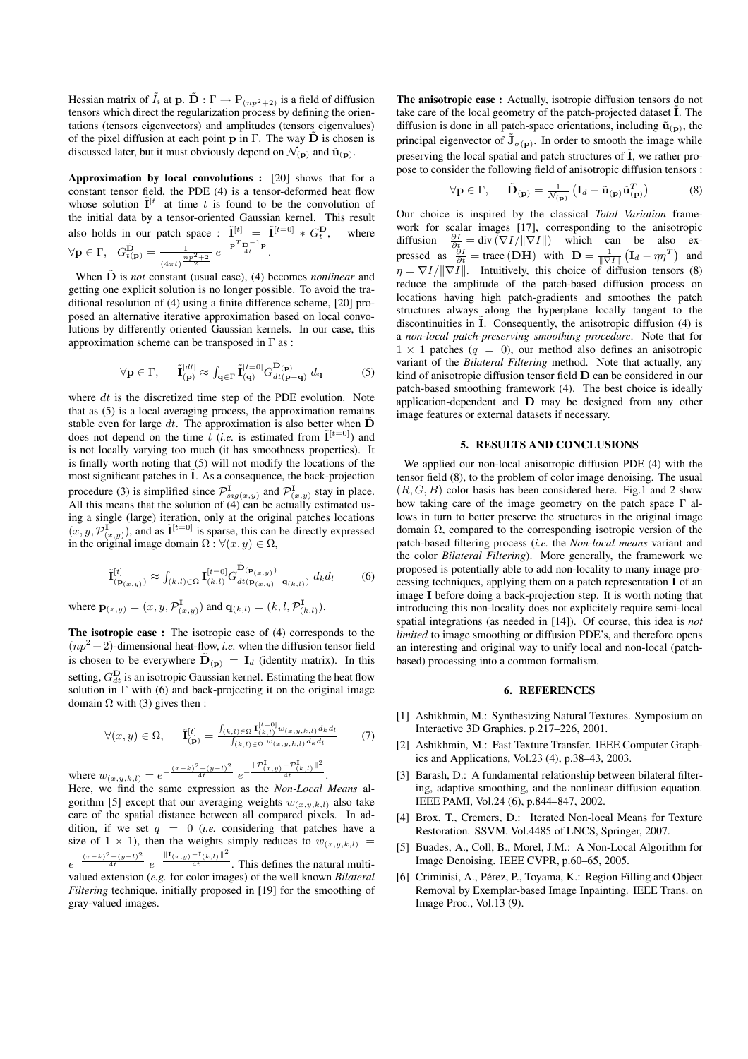Hessian matrix of $\tilde{I}_i$ at $\mathbf{p}$. $\tilde{\mathbf{D}} : \Gamma \rightarrow \mathrm{P}_{(np^2+2)}$ is a field of diffusion tensors which direct the regularization process by defining the orientations (tensors eigenvectors) and amplitudes (tensors eigenvalues) of the pixel diffusion at each point $\mathbf{p}$ in $\Gamma$. The way $\tilde{\mathbf{D}}$ is chosen is discussed later, but it must obviously depend on $\mathcal{N}_{(\mathbf{p})}$ and $\tilde{\mathbf{u}}_{(\mathbf{p})}$.

**Approximation by local convolutions :** [20] shows that for a constant tensor field, the PDE (4) is a tensor-deformed heat flow whose solution $\tilde{\mathbf{I}}^{[t]}$ at time $t$ is found to be the convolution of the initial data by a tensor-oriented Gaussian kernel. This result also holds in our patch space : $\tilde{\mathbf{I}}^{[t]} = \tilde{\mathbf{I}}^{[t=0]} * G_t^{\tilde{\mathbf{D}}}$, where $\forall \mathbf{p} \in \Gamma, \quad G_{t(\mathbf{p})}^{\tilde{\mathbf{D}}} = \frac{1}{(4\pi t)^{\frac{np^2+2}{2}}} \, e^{-\frac{\mathbf{p}^T \tilde{\mathbf{D}}^{-1} \mathbf{p}}{4t}}$.

When $\tilde{\mathbf{D}}$ is *not* constant (usual case), (4) becomes *nonlinear* and getting one explicit solution is no longer possible. To avoid the traditional resolution of (4) using a finite difference scheme, [20] proposed an alternative iterative approximation based on local convolutions by differently oriented Gaussian kernels. In our case, this approximation scheme can be transposed in $\Gamma$ as :

$$\forall \mathbf{p} \in \Gamma, \qquad \tilde{\mathbf{I}}_{(\mathbf{p})}^{[dt]} \approx \int_{\mathbf{q} \in \Gamma} \tilde{\mathbf{I}}_{(\mathbf{q})}^{[t=0]} G_{dt(\mathbf{p}-\mathbf{q})}^{\tilde{\mathbf{D}}_{(\mathbf{p})}} \, d_{\mathbf{q}} \tag{5}$$

where $dt$ is the discretized time step of the PDE evolution. Note that as (5) is a local averaging process, the approximation remains stable even for large $dt$. The approximation is also better when $\tilde{\mathbf{D}}$ does not depend on the time $t$ (*i.e.* is estimated from $\tilde{\mathbf{I}}^{[t=0]}$) and is not locally varying too much (it has smoothness properties). It is finally worth noting that (5) will not modify the locations of the most significant patches in $\tilde{\mathbf{I}}$. As a consequence, the back-projection procedure (3) is simplified since $\mathcal{P}_{sig(x,y)}^{\mathbf{I}}$ and $\mathcal{P}_{(x,y)}^{\mathbf{I}}$ stay in place. All this means that the solution of (4) can be actually estimated using a single (large) iteration, only at the original patches locations $(x, y, \mathcal{P}_{(x,y)}^{\mathbf{I}})$, and as $\tilde{\mathbf{I}}^{[t=0]}$ is sparse, this can be directly expressed in the original image domain $\Omega : \forall (x, y) \in \Omega$,

$$\tilde{\mathbf{I}}_{(\mathbf{p}_{(x,y)})}^{[t]} \approx \int_{(k,l) \in \Omega} \mathbf{I}_{(k,l)}^{[t=0]} G_{dt(\mathbf{p}_{(x,y)} - \mathbf{q}_{(k,l)})}^{\tilde{\mathbf{D}}_{(\mathbf{p}_{(x,y)})}} \, d_k d_l \tag{6}$$

where $\mathbf{p}_{(x,y)} = (x, y, \mathcal{P}_{(x,y)}^{\mathbf{I}})$ and $\mathbf{q}_{(k,l)} = (k, l, \mathcal{P}_{(k,l)}^{\mathbf{I}})$.

**The isotropic case :** The isotropic case of (4) corresponds to the $(np^2+2)$-dimensional heat-flow, *i.e.* when the diffusion tensor field is chosen to be everywhere $\tilde{\mathbf{D}}_{(\mathbf{p})} = \mathbf{I}_d$ (identity matrix). In this setting, $G_{dt}^{\tilde{\mathbf{D}}}$ is an isotropic Gaussian kernel. Estimating the heat flow solution in $\Gamma$ with (6) and back-projecting it on the original image domain $\Omega$ with (3) gives then :

$$\forall (x,y) \in \Omega, \qquad \hat{\mathbf{I}}_{(\mathbf{p})}^{[t]} = \frac{\int_{(k,l)\in\Omega} \mathbf{I}_{(k,l)}^{[t=0]} w_{(x,y,k,l)} \, d_k d_l}{\int_{(k,l)\in\Omega} w_{(x,y,k,l)} \, d_k d_l} \tag{7}$$

where $w_{(x,y,k,l)} = e^{-\frac{(x-k)^2+(y-l)^2}{4t}} \, e^{-\frac{\|\mathcal{P}_{(x,y)}^{\mathbf{I}} - \mathcal{P}_{(k,l)}^{\mathbf{I}}\|^2}{4t}}$.
Here, we find the same expression as the *Non-Local Means* algorithm [5] except that our averaging weights $w_{(x,y,k,l)}$ also take care of the spatial distance between all compared pixels. In addition, if we set $q = 0$ (*i.e.* considering that patches have a size of $1 \times 1$), then the weights simply reduces to $w_{(x,y,k,l)} = e^{-\frac{(x-k)^2+(y-l)^2}{4t}} \, e^{-\frac{\|\mathbf{I}_{(x,y)} - \mathbf{I}_{(k,l)}\|^2}{4t}}$. This defines the natural multi-valued extension (*e.g.* for color images) of the well known *Bilateral Filtering* technique, initially proposed in [19] for the smoothing of gray-valued images.

**The anisotropic case :** Actually, isotropic diffusion tensors do not take care of the local geometry of the patch-projected dataset $\tilde{\mathbf{I}}$. The diffusion is done in all patch-space orientations, including $\tilde{\mathbf{u}}_{(\mathbf{p})}$, the principal eigenvector of $\tilde{\mathbf{J}}_{\sigma(\mathbf{p})}$. In order to smooth the image while preserving the local spatial and patch structures of $\tilde{\mathbf{I}}$, we rather propose to consider the following field of anisotropic diffusion tensors :

$$\forall \mathbf{p} \in \Gamma, \qquad \tilde{\mathbf{D}}_{(\mathbf{p})} = \frac{1}{\mathcal{N}_{(\mathbf{p})}} \left( \mathbf{I}_d - \tilde{\mathbf{u}}_{(\mathbf{p})} \tilde{\mathbf{u}}_{(\mathbf{p})}^T \right) \tag{8}$$

Our choice is inspired by the classical *Total Variation* framework for scalar images [17], corresponding to the anisotropic diffusion $\frac{\partial I}{\partial t} = \operatorname{div}(\nabla I / \|\nabla I\|)$ which can be also expressed as $\frac{\partial I}{\partial t} = \operatorname{trace}(\mathbf{DH})$ with $\mathbf{D} = \frac{1}{\|\nabla I\|}(\mathbf{I}_d - \eta\eta^T)$ and $\eta = \nabla I / \|\nabla I\|$. Intuitively, this choice of diffusion tensors (8) reduce the amplitude of the patch-based diffusion process on locations having high patch-gradients and smoothes the patch structures always along the hyperplane locally tangent to the discontinuities in $\tilde{\mathbf{I}}$. Consequently, the anisotropic diffusion (4) is a *non-local patch-preserving smoothing procedure*. Note that for $1 \times 1$ patches ($q = 0$), our method also defines an anisotropic variant of the *Bilateral Filtering* method. Note that actually, any kind of anisotropic diffusion tensor field $\mathbf{D}$ can be considered in our patch-based smoothing framework (4). The best choice is ideally application-dependent and $\mathbf{D}$ may be designed from any other image features or external datasets if necessary.

## 5. RESULTS AND CONCLUSIONS

We applied our non-local anisotropic diffusion PDE (4) with the tensor field (8) to the problem of color image denoising. The usual $(R, G, B)$ color basis has been considered here. Fig.1 and 2 show how taking care of the image geometry on the patch space $\Gamma$ allows in turn to better preserve the structures in the original image domain $\Omega$, compared to the corresponding isotropic version of the patch-based filtering process (*i.e.* the *Non-local means* variant and the color *Bilateral Filtering*). More generally, the framework we proposed is potentially able to add non-locality to many image processing techniques, applying them on a patch representation $\tilde{\mathbf{I}}$ of an image $\mathbf{I}$ before doing a back-projection step. It is worth noting that introducing this non-locality does not explicitely require semi-local spatial integrations (as needed in [14]). Of course, this idea is *not limited* to image smoothing or diffusion PDE's, and therefore opens an interesting and original way to unify local and non-local (patch-based) processing into a common formalism.

## 6. REFERENCES

[1] Ashikhmin, M.: Synthesizing Natural Textures. Symposium on Interactive 3D Graphics. p.217–226, 2001.

[2] Ashikhmin, M.: Fast Texture Transfer. IEEE Computer Graphics and Applications, Vol.23 (4), p.38–43, 2003.

[3] Barash, D.: A fundamental relationship between bilateral filtering, adaptive smoothing, and the nonlinear diffusion equation. IEEE PAMI, Vol.24 (6), p.844–847, 2002.

[4] Brox, T., Cremers, D.: Iterated Non-local Means for Texture Restoration. SSVM. Vol.4485 of LNCS, Springer, 2007.

[5] Buades, A., Coll, B., Morel, J.M.: A Non-Local Algorithm for Image Denoising. IEEE CVPR, p.60–65, 2005.

[6] Criminisi, A., Pérez, P., Toyama, K.: Region Filling and Object Removal by Exemplar-based Image Inpainting. IEEE Trans. on Image Proc., Vol.13 (9).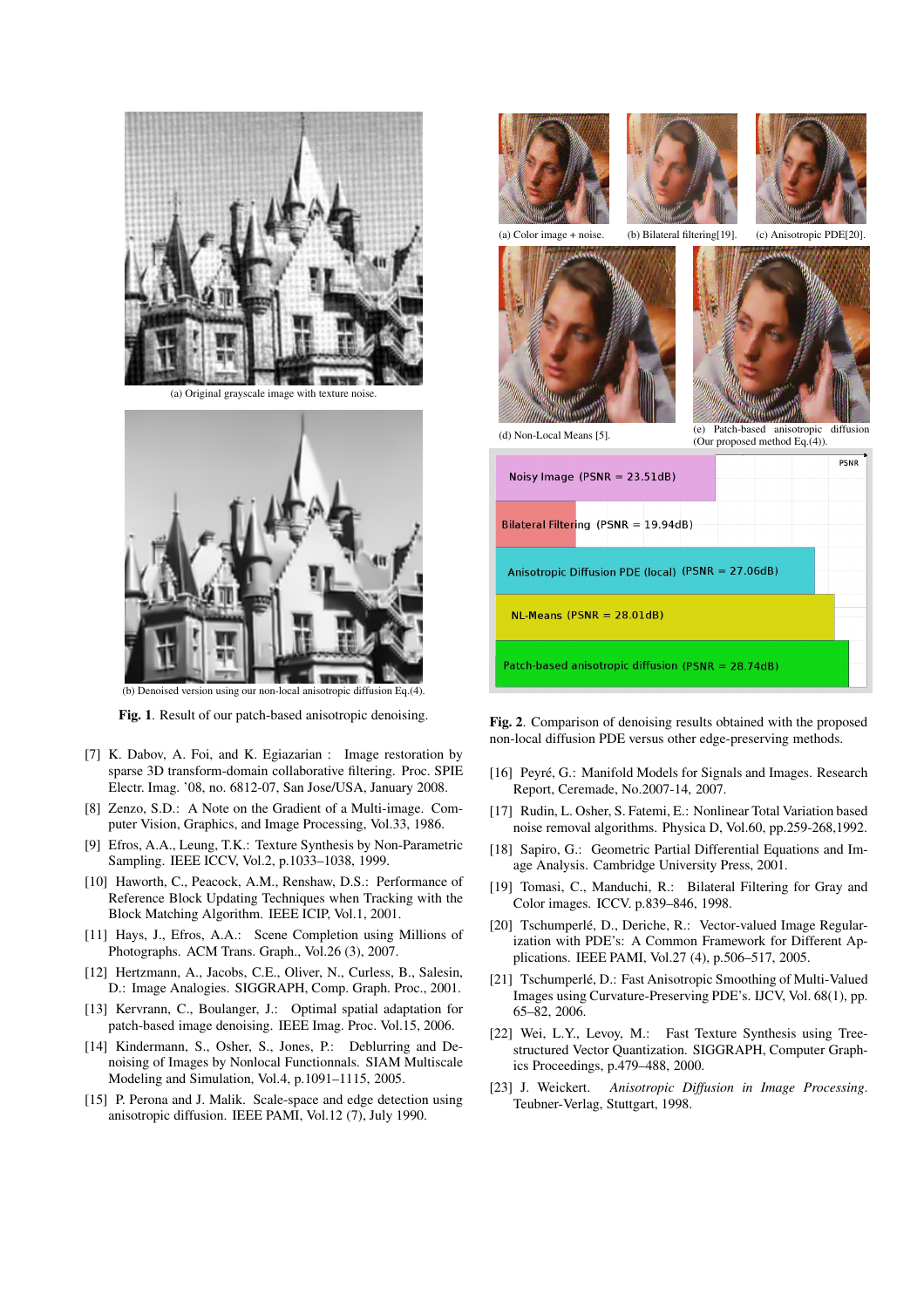(a) Original grayscale image with texture noise.

(b) Denoised version using our non-local anisotropic diffusion Eq.(4).

**Fig. 1**. Result of our patch-based anisotropic denoising.

(a) Color image + noise. (b) Bilateral filtering[19]. (c) Anisotropic PDE[20].

(d) Non-Local Means [5]. (e) Patch-based anisotropic diffusion (Our proposed method Eq.(4)).

PSNR

Noisy Image (PSNR = 23.51dB)

Bilateral Filtering (PSNR = 19.94dB)

Anisotropic Diffusion PDE (local) (PSNR = 27.06dB)

NL-Means (PSNR = 28.01dB)

Patch-based anisotropic diffusion (PSNR = 28.74dB)

**Fig. 2**. Comparison of denoising results obtained with the proposed non-local diffusion PDE versus other edge-preserving methods.

[7] K. Dabov, A. Foi, and K. Egiazarian : Image restoration by sparse 3D transform-domain collaborative filtering. Proc. SPIE Electr. Imag. '08, no. 6812-07, San Jose/USA, January 2008.

[8] Zenzo, S.D.: A Note on the Gradient of a Multi-image. Computer Vision, Graphics, and Image Processing, Vol.33, 1986.

[9] Efros, A.A., Leung, T.K.: Texture Synthesis by Non-Parametric Sampling. IEEE ICCV, Vol.2, p.1033–1038, 1999.

[10] Haworth, C., Peacock, A.M., Renshaw, D.S.: Performance of Reference Block Updating Techniques when Tracking with the Block Matching Algorithm. IEEE ICIP, Vol.1, 2001.

[11] Hays, J., Efros, A.A.: Scene Completion using Millions of Photographs. ACM Trans. Graph., Vol.26 (3), 2007.

[12] Hertzmann, A., Jacobs, C.E., Oliver, N., Curless, B., Salesin, D.: Image Analogies. SIGGRAPH, Comp. Graph. Proc., 2001.

[13] Kervrann, C., Boulanger, J.: Optimal spatial adaptation for patch-based image denoising. IEEE Imag. Proc. Vol.15, 2006.

[14] Kindermann, S., Osher, S., Jones, P.: Deblurring and Denoising of Images by Nonlocal Functionnals. SIAM Multiscale Modeling and Simulation, Vol.4, p.1091–1115, 2005.

[15] P. Perona and J. Malik. Scale-space and edge detection using anisotropic diffusion. IEEE PAMI, Vol.12 (7), July 1990.

[16] Peyré, G.: Manifold Models for Signals and Images. Research Report, Ceremade, No.2007-14, 2007.

[17] Rudin, L. Osher, S. Fatemi, E.: Nonlinear Total Variation based noise removal algorithms. Physica D, Vol.60, pp.259-268,1992.

[18] Sapiro, G.: Geometric Partial Differential Equations and Image Analysis. Cambridge University Press, 2001.

[19] Tomasi, C., Manduchi, R.: Bilateral Filtering for Gray and Color images. ICCV. p.839–846, 1998.

[20] Tschumperlé, D., Deriche, R.: Vector-valued Image Regularization with PDE's: A Common Framework for Different Applications. IEEE PAMI, Vol.27 (4), p.506–517, 2005.

[21] Tschumperlé, D.: Fast Anisotropic Smoothing of Multi-Valued Images using Curvature-Preserving PDE's. IJCV, Vol. 68(1), pp. 65–82, 2006.

[22] Wei, L.Y., Levoy, M.: Fast Texture Synthesis using Tree-structured Vector Quantization. SIGGRAPH, Computer Graphics Proceedings, p.479–488, 2000.

[23] J. Weickert. *Anisotropic Diffusion in Image Processing*. Teubner-Verlag, Stuttgart, 1998.